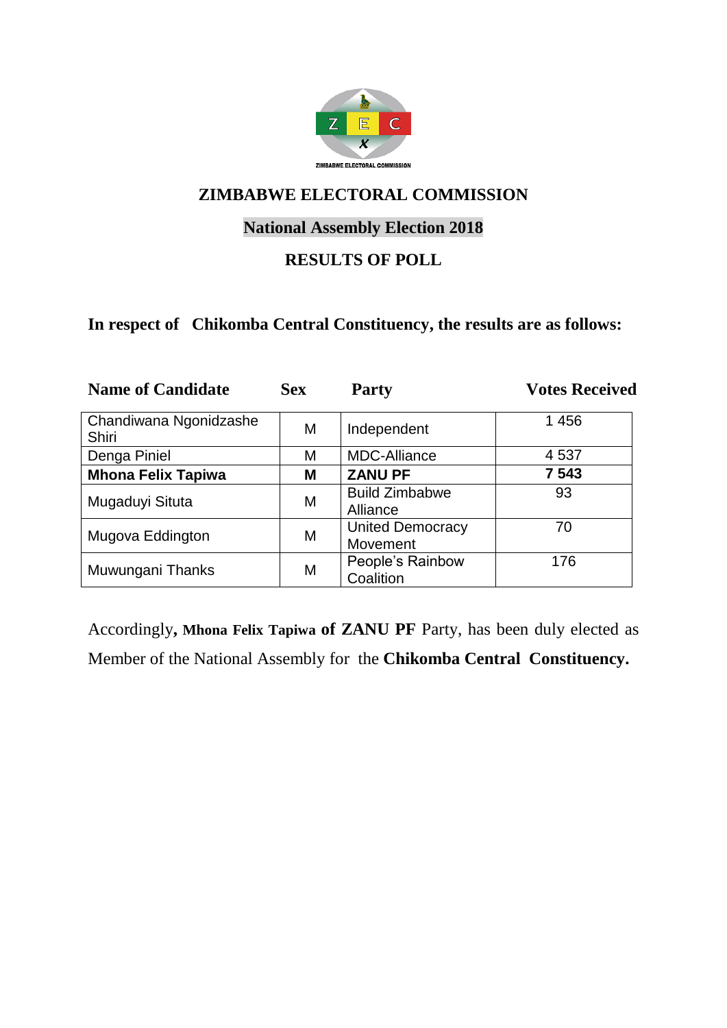ZIMBABWE ELECTORAL COMMISSION

# ZIMBABWE ELECTORAL COMMISSION

## National Assembly Election 2018

## RESULTS OF POLL

**In respect of Chikomba Central Constituency, the results are as follows:**

| Name of Candidate | Sex | Party | Votes Received |
|---|---|---|---|
| Chandiwana Ngonidzashe Shiri | M | Independent | 1 456 |
| Denga Piniel | M | MDC-Alliance | 4 537 |
| **Mhona Felix Tapiwa** | **M** | **ZANU PF** | **7 543** |
| Mugaduyi Situta | M | Build Zimbabwe Alliance | 93 |
| Mugova Eddington | M | United Democracy Movement | 70 |
| Muwungani Thanks | M | People's Rainbow Coalition | 176 |

Accordingly**, Mhona Felix Tapiwa of ZANU PF** Party, has been duly elected as Member of the National Assembly for the **Chikomba Central Constituency.**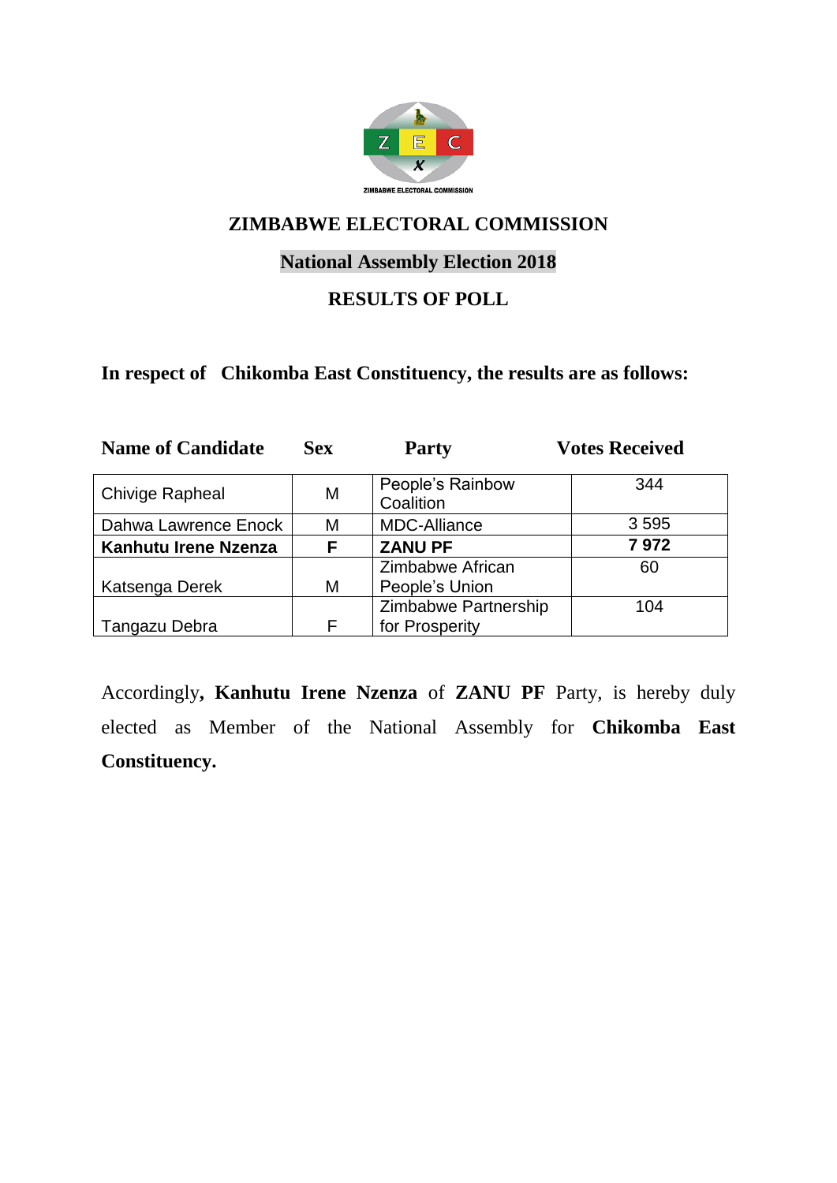# ZIMBABWE ELECTORAL COMMISSION

## National Assembly Election 2018

## RESULTS OF POLL

**In respect of Chikomba East Constituency, the results are as follows:**

| Name of Candidate | Sex | Party | Votes Received |
|---|---|---|---|
| Chivige Rapheal | M | People's Rainbow Coalition | 344 |
| Dahwa Lawrence Enock | M | MDC-Alliance | 3 595 |
| **Kanhutu Irene Nzenza** | **F** | **ZANU PF** | **7 972** |
| Katsenga Derek | M | Zimbabwe African People's Union | 60 |
| Tangazu Debra | F | Zimbabwe Partnership for Prosperity | 104 |

Accordingly**, Kanhutu Irene Nzenza** of **ZANU PF** Party, is hereby duly elected as Member of the National Assembly for **Chikomba East Constituency.**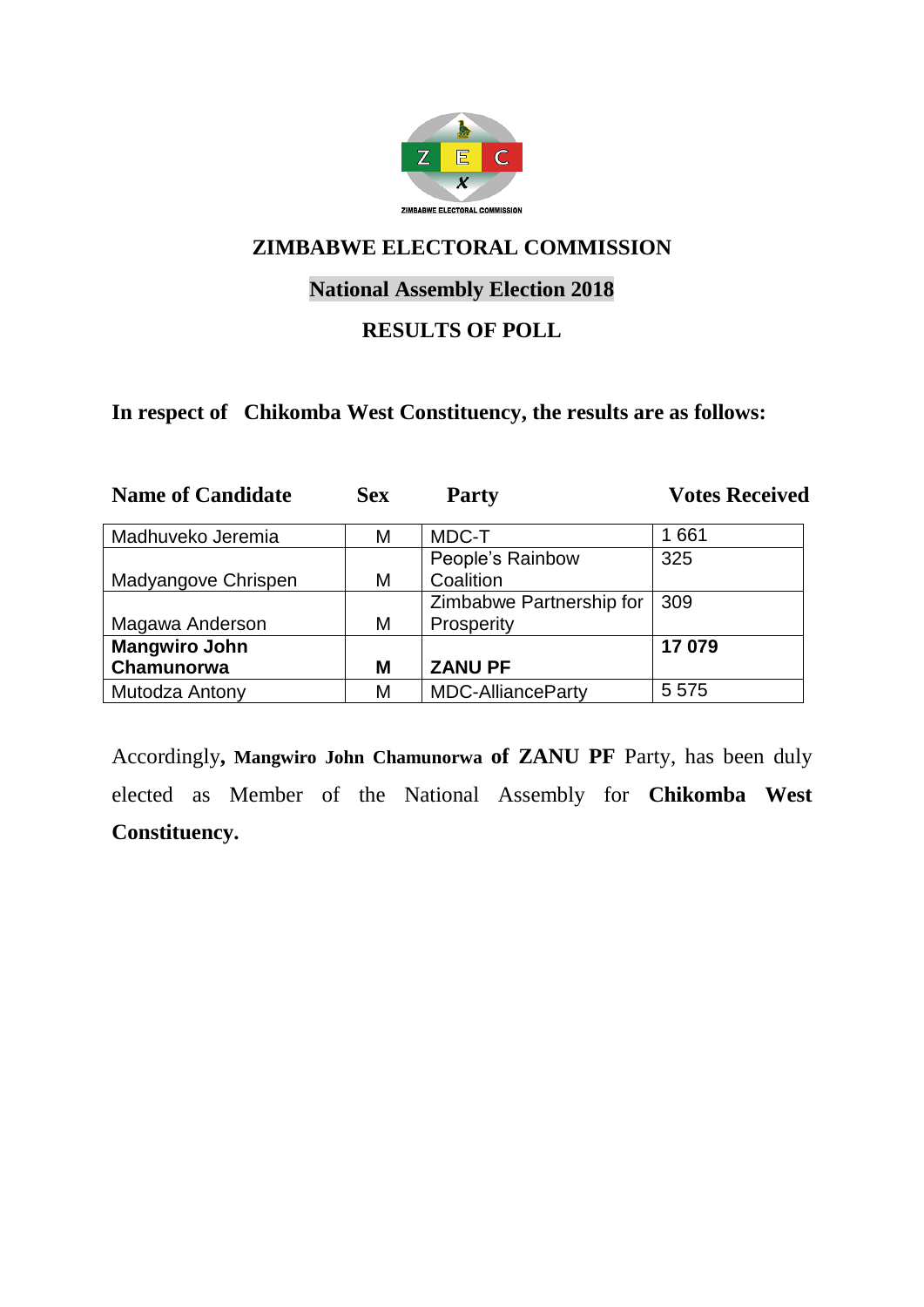# ZIMBABWE ELECTORAL COMMISSION

## National Assembly Election 2018

## RESULTS OF POLL

**In respect of Chikomba West Constituency, the results are as follows:**

| Name of Candidate | Sex | Party | Votes Received |
|---|---|---|---|
| Madhuveko Jeremia | M | MDC-T | 1 661 |
| Madyangove Chrispen | M | People's Rainbow Coalition | 325 |
| Magawa Anderson | M | Zimbabwe Partnership for Prosperity | 309 |
| **Mangwiro John Chamunorwa** | **M** | **ZANU PF** | **17 079** |
| Mutodza Antony | M | MDC-AllianceParty | 5 575 |

Accordingly**, Mangwiro John Chamunorwa of ZANU PF** Party, has been duly elected as Member of the National Assembly for **Chikomba West Constituency.**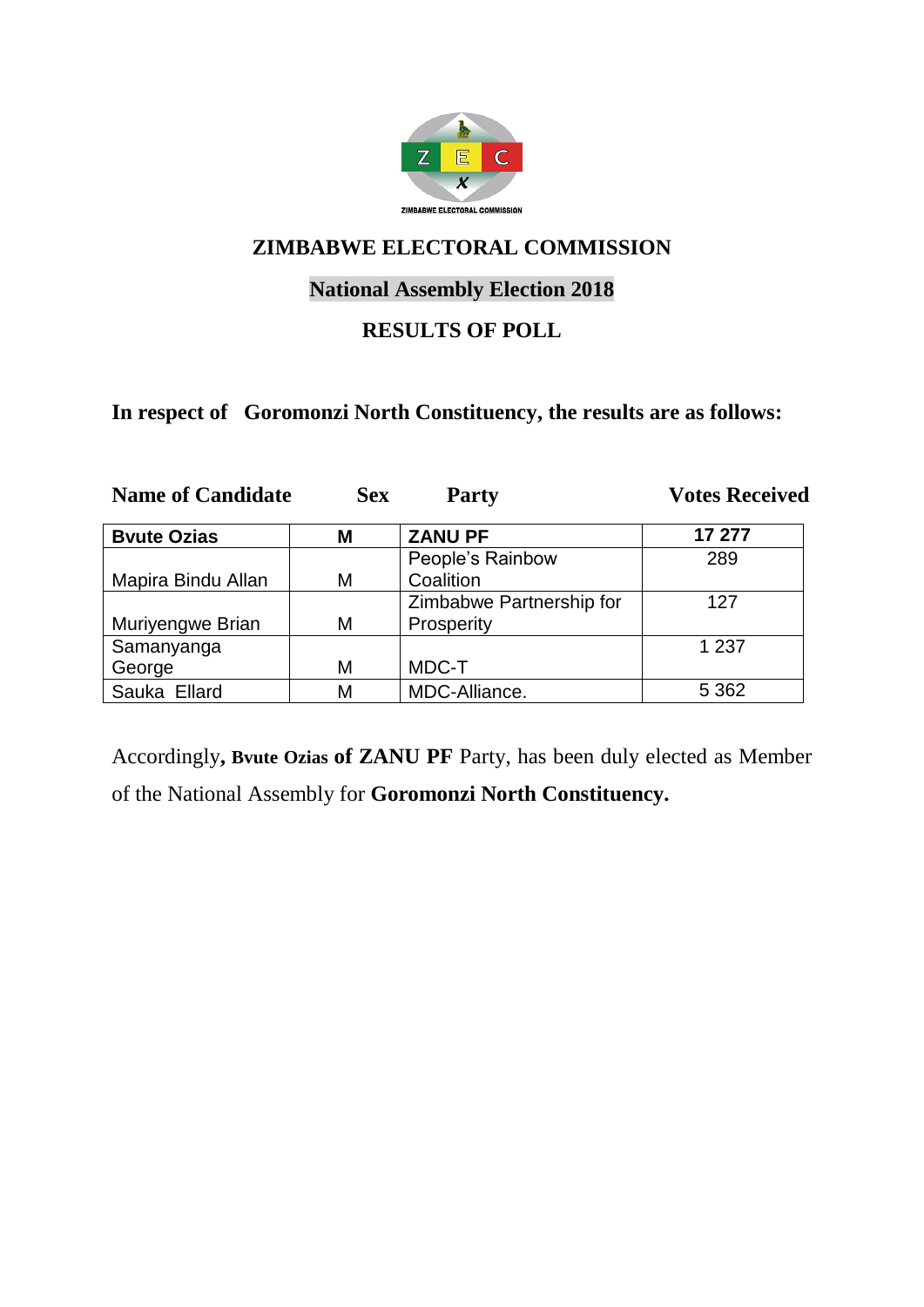ZIMBABWE ELECTORAL COMMISSION

# ZIMBABWE ELECTORAL COMMISSION

## National Assembly Election 2018

## RESULTS OF POLL

**In respect of Goromonzi North Constituency, the results are as follows:**

| Name of Candidate | Sex | Party | Votes Received |
|---|---|---|---|
| **Bvute Ozias** | **M** | **ZANU PF** | **17 277** |
| Mapira Bindu Allan | M | People's Rainbow Coalition | 289 |
| Muriyengwe Brian | M | Zimbabwe Partnership for Prosperity | 127 |
| Samanyanga George | M | MDC-T | 1 237 |
| Sauka Ellard | M | MDC-Alliance. | 5 362 |

Accordingly**, Bvute Ozias of ZANU PF** Party, has been duly elected as Member of the National Assembly for **Goromonzi North Constituency.**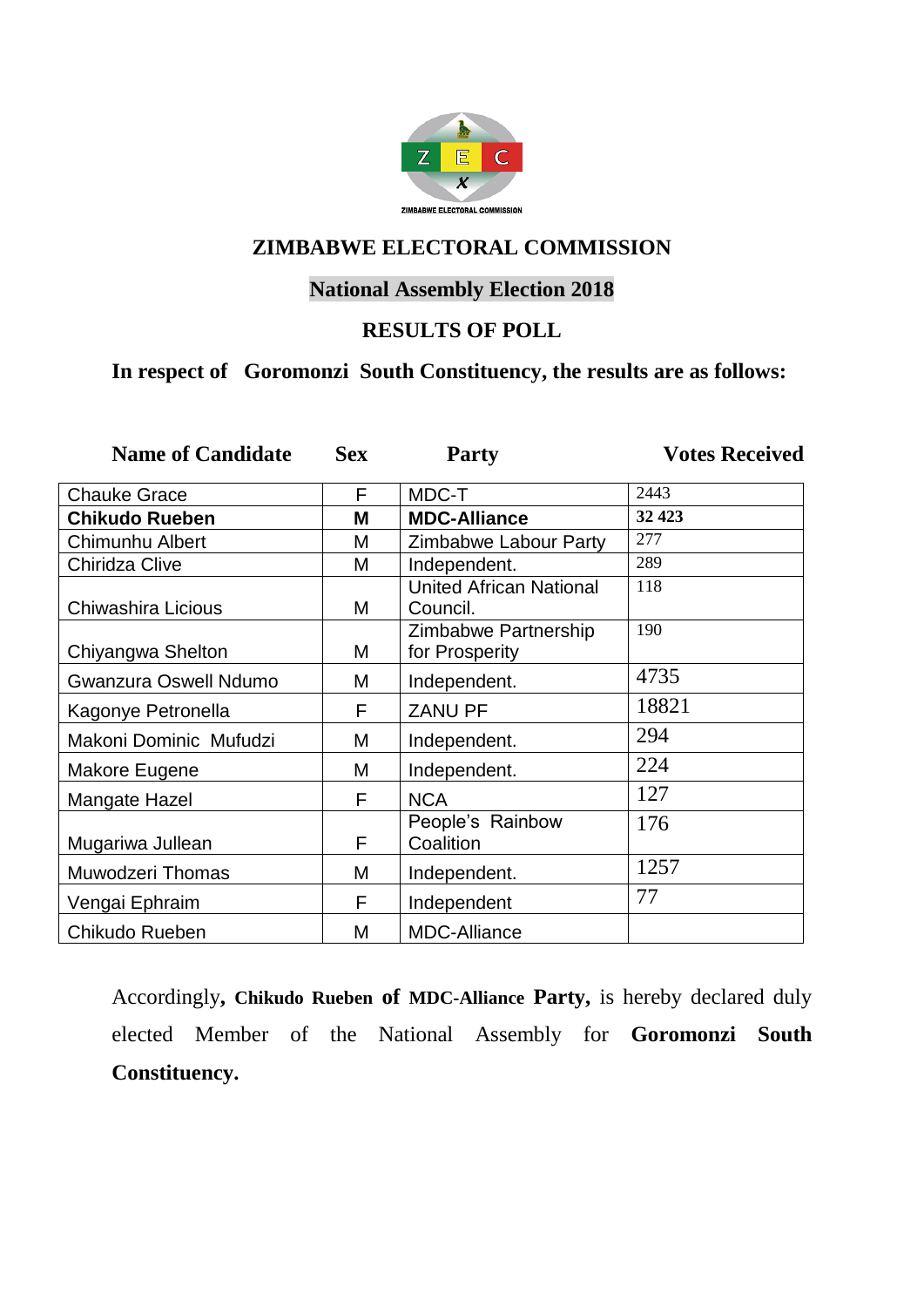ZIMBABWE ELECTORAL COMMISSION

# ZIMBABWE ELECTORAL COMMISSION

## National Assembly Election 2018

## RESULTS OF POLL

**In respect of Goromonzi South Constituency, the results are as follows:**

| Name of Candidate | Sex | Party | Votes Received |
|---|---|---|---|
| Chauke Grace | F | MDC-T | 2443 |
| **Chikudo Rueben** | **M** | **MDC-Alliance** | **32 423** |
| Chimunhu Albert | M | Zimbabwe Labour Party | 277 |
| Chiridza Clive | M | Independent. | 289 |
| Chiwashira Licious | M | United African National Council. | 118 |
| Chiyangwa Shelton | M | Zimbabwe Partnership for Prosperity | 190 |
| Gwanzura Oswell Ndumo | M | Independent. | 4735 |
| Kagonye Petronella | F | ZANU PF | 18821 |
| Makoni Dominic Mufudzi | M | Independent. | 294 |
| Makore Eugene | M | Independent. | 224 |
| Mangate Hazel | F | NCA | 127 |
| Mugariwa Jullean | F | People's Rainbow Coalition | 176 |
| Muwodzeri Thomas | M | Independent. | 1257 |
| Vengai Ephraim | F | Independent | 77 |
| Chikudo Rueben | M | MDC-Alliance | |

Accordingly, **Chikudo Rueben of MDC-Alliance Party,** is hereby declared duly elected Member of the National Assembly for **Goromonzi South Constituency.**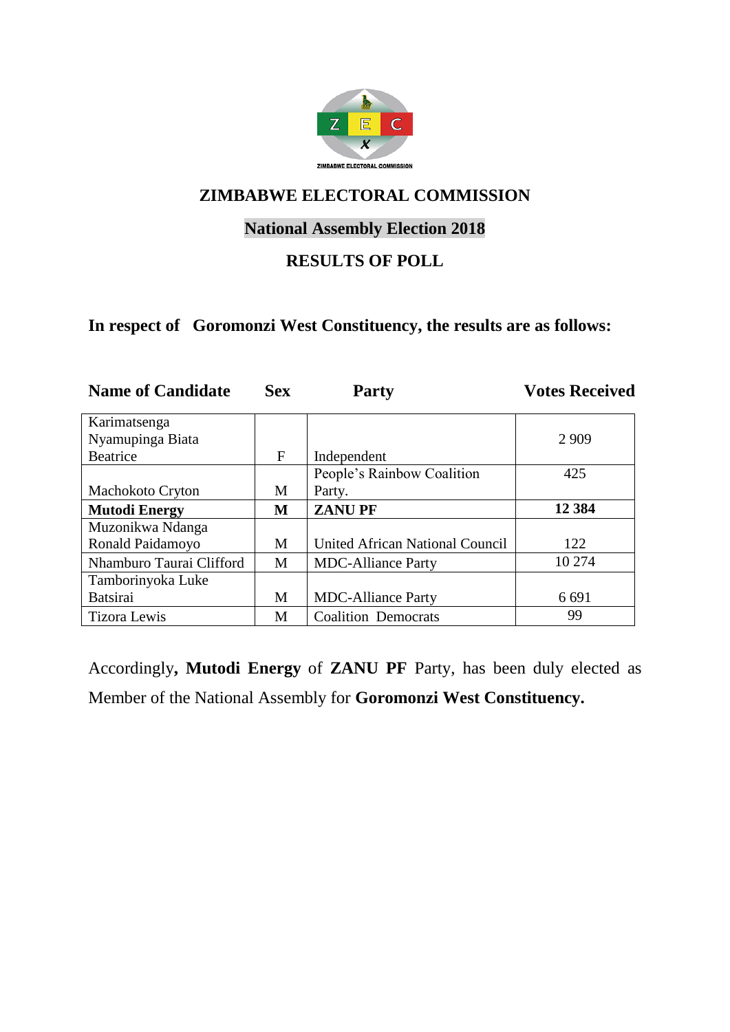ZIMBABWE ELECTORAL COMMISSION

## ZIMBABWE ELECTORAL COMMISSION

## National Assembly Election 2018

## RESULTS OF POLL

**In respect of Goromonzi West Constituency, the results are as follows:**

| Name of Candidate | Sex | Party | Votes Received |
|---|---|---|---|
| Karimatsenga Nyamupinga Biata Beatrice | F | Independent | 2 909 |
| Machokoto Cryton | M | People's Rainbow Coalition Party. | 425 |
| **Mutodi Energy** | **M** | **ZANU PF** | **12 384** |
| Muzonikwa Ndanga Ronald Paidamoyo | M | United African National Council | 122 |
| Nhamburo Taurai Clifford | M | MDC-Alliance Party | 10 274 |
| Tamborinyoka Luke Batsirai | M | MDC-Alliance Party | 6 691 |
| Tizora Lewis | M | Coalition Democrats | 99 |

Accordingly**, Mutodi Energy** of **ZANU PF** Party, has been duly elected as Member of the National Assembly for **Goromonzi West Constituency.**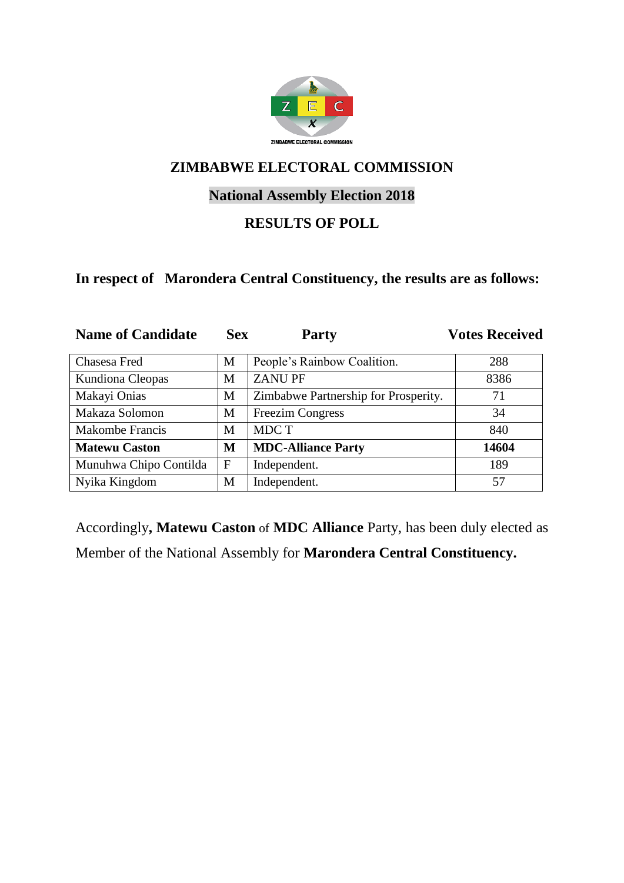# ZIMBABWE ELECTORAL COMMISSION

## National Assembly Election 2018

## RESULTS OF POLL

**In respect of Marondera Central Constituency, the results are as follows:**

| Name of Candidate | Sex | Party | Votes Received |
|---|---|---|---|
| Chasesa Fred | M | People's Rainbow Coalition. | 288 |
| Kundiona Cleopas | M | ZANU PF | 8386 |
| Makayi Onias | M | Zimbabwe Partnership for Prosperity. | 71 |
| Makaza Solomon | M | Freezim Congress | 34 |
| Makombe Francis | M | MDC T | 840 |
| **Matewu Caston** | **M** | **MDC-Alliance Party** | **14604** |
| Munuhwa Chipo Contilda | F | Independent. | 189 |
| Nyika Kingdom | M | Independent. | 57 |

Accordingly**, Matewu Caston** of **MDC Alliance** Party, has been duly elected as Member of the National Assembly for **Marondera Central Constituency.**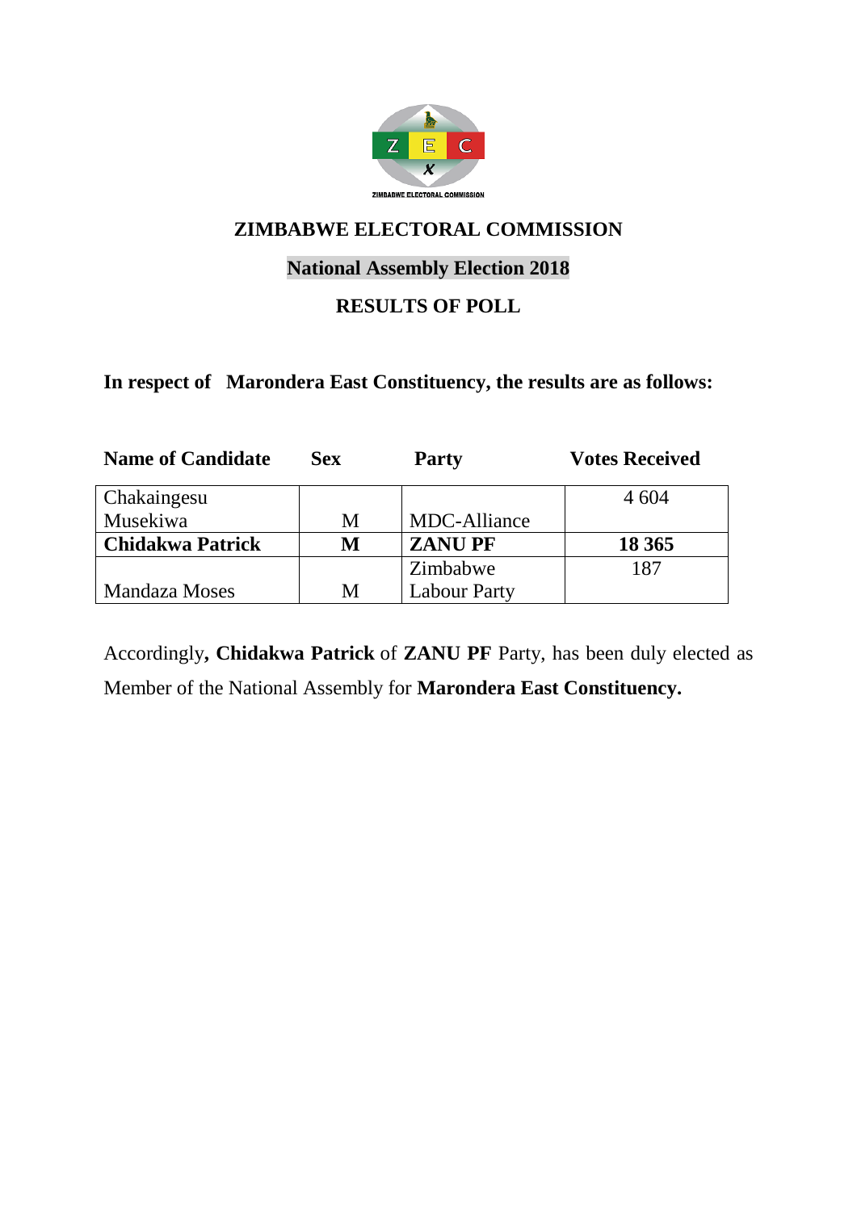ZIMBABWE ELECTORAL COMMISSION

## ZIMBABWE ELECTORAL COMMISSION

## National Assembly Election 2018

## RESULTS OF POLL

**In respect of Marondera East Constituency, the results are as follows:**

| Name of Candidate | Sex | Party | Votes Received |
|---|---|---|---|
| Chakaingesu Musekiwa | M | MDC-Alliance | 4 604 |
| **Chidakwa Patrick** | **M** | **ZANU PF** | **18 365** |
| Mandaza Moses | M | Zimbabwe Labour Party | 187 |

Accordingly**, Chidakwa Patrick** of **ZANU PF** Party, has been duly elected as Member of the National Assembly for **Marondera East Constituency.**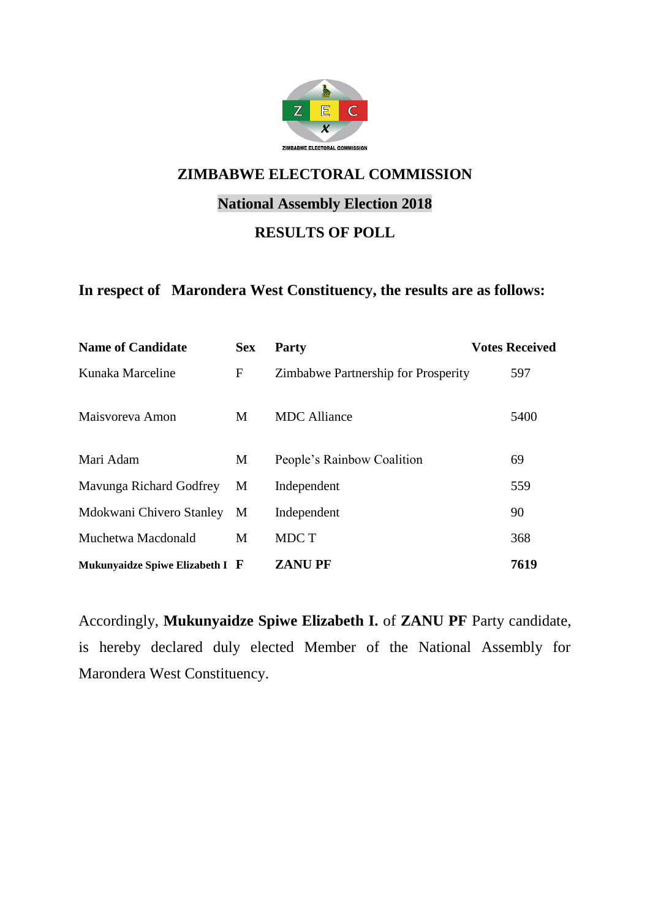# ZIMBABWE ELECTORAL COMMISSION

## National Assembly Election 2018

## RESULTS OF POLL

**In respect of Marondera West Constituency, the results are as follows:**

| Name of Candidate | Sex | Party | Votes Received |
|---|---|---|---|
| Kunaka Marceline | F | Zimbabwe Partnership for Prosperity | 597 |
| Maisvoreva Amon | M | MDC Alliance | 5400 |
| Mari Adam | M | People's Rainbow Coalition | 69 |
| Mavunga Richard Godfrey | M | Independent | 559 |
| Mdokwani Chivero Stanley | M | Independent | 90 |
| Muchetwa Macdonald | M | MDC T | 368 |
| **Mukunyaidze Spiwe Elizabeth I** | **F** | **ZANU PF** | **7619** |

Accordingly, **Mukunyaidze Spiwe Elizabeth I.** of **ZANU PF** Party candidate, is hereby declared duly elected Member of the National Assembly for Marondera West Constituency.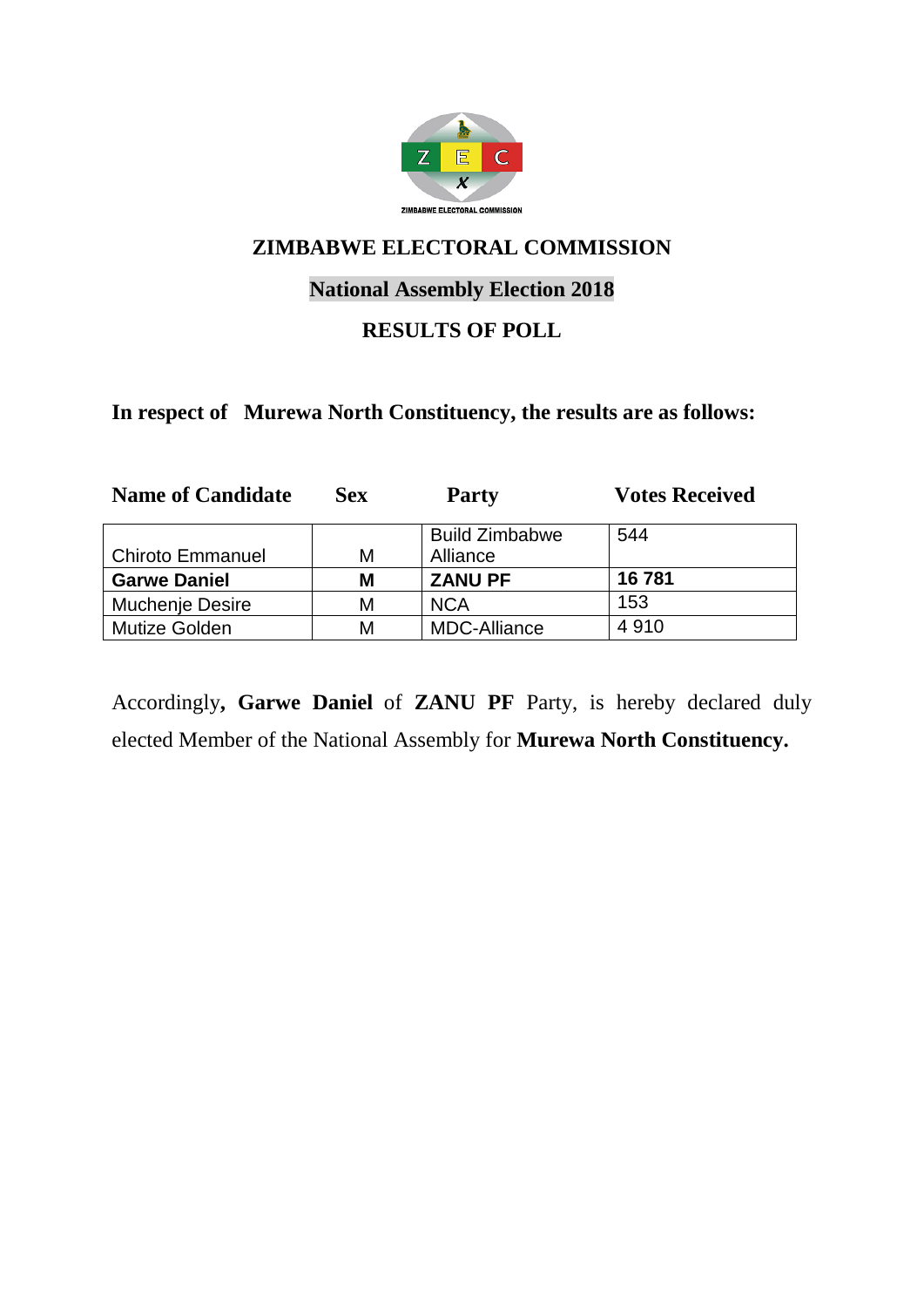# ZIMBABWE ELECTORAL COMMISSION

## National Assembly Election 2018

## RESULTS OF POLL

**In respect of Murewa North Constituency, the results are as follows:**

| Name of Candidate | Sex | Party | Votes Received |
|---|---|---|---|
| Chiroto Emmanuel | M | Build Zimbabwe Alliance | 544 |
| **Garwe Daniel** | **M** | **ZANU PF** | **16 781** |
| Muchenje Desire | M | NCA | 153 |
| Mutize Golden | M | MDC-Alliance | 4 910 |

Accordingly**, Garwe Daniel** of **ZANU PF** Party, is hereby declared duly elected Member of the National Assembly for **Murewa North Constituency.**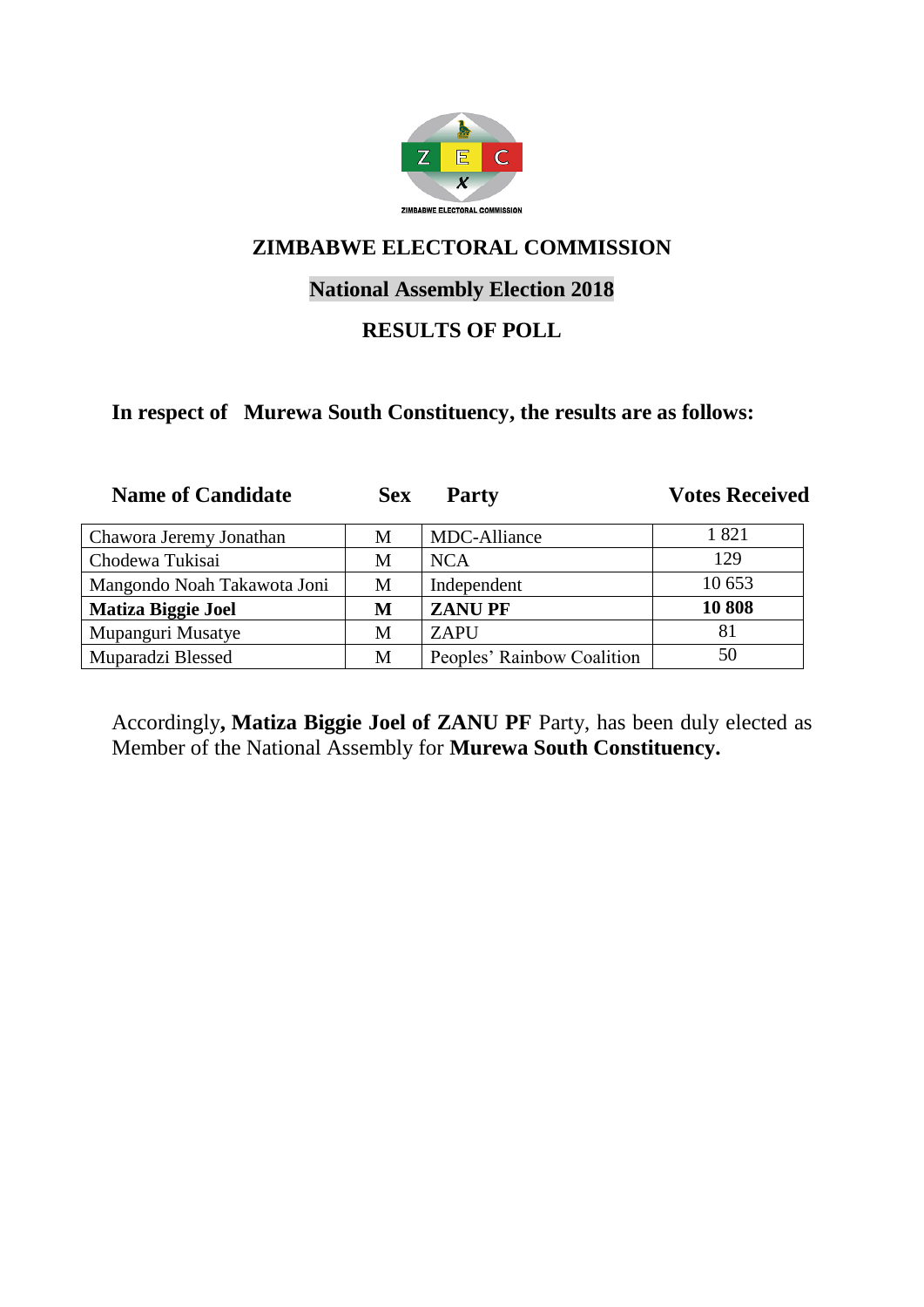ZIMBABWE ELECTORAL COMMISSION

# ZIMBABWE ELECTORAL COMMISSION

## National Assembly Election 2018

## RESULTS OF POLL

**In respect of Murewa South Constituency, the results are as follows:**

| Name of Candidate | Sex | Party | Votes Received |
|---|---|---|---|
| Chawora Jeremy Jonathan | M | MDC-Alliance | 1 821 |
| Chodewa Tukisai | M | NCA | 129 |
| Mangondo Noah Takawota Joni | M | Independent | 10 653 |
| **Matiza Biggie Joel** | **M** | **ZANU PF** | **10 808** |
| Mupanguri Musatye | M | ZAPU | 81 |
| Muparadzi Blessed | M | Peoples' Rainbow Coalition | 50 |

Accordingly**, Matiza Biggie Joel of ZANU PF** Party, has been duly elected as Member of the National Assembly for **Murewa South Constituency.**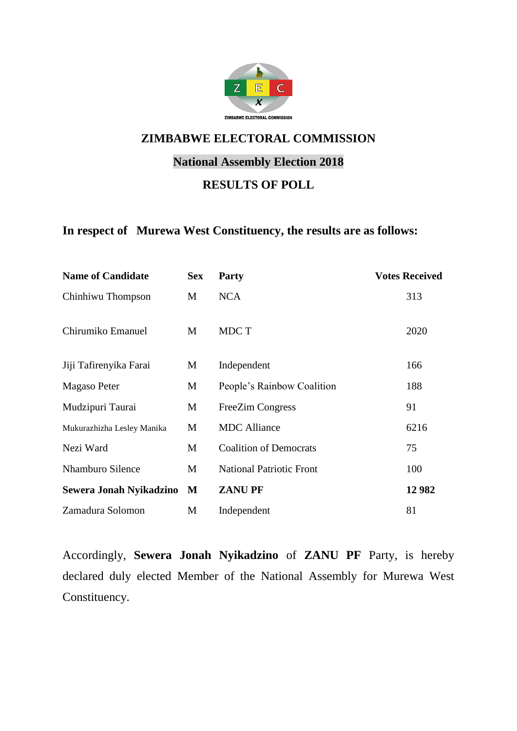# ZIMBABWE ELECTORAL COMMISSION

## National Assembly Election 2018

## RESULTS OF POLL

**In respect of Murewa West Constituency, the results are as follows:**

| Name of Candidate | Sex | Party | Votes Received |
|---|---|---|---|
| Chinhiwu Thompson | M | NCA | 313 |
| Chirumiko Emanuel | M | MDC T | 2020 |
| Jiji Tafirenyika Farai | M | Independent | 166 |
| Magaso Peter | M | People's Rainbow Coalition | 188 |
| Mudzipuri Taurai | M | FreeZim Congress | 91 |
| Mukurazhizha Lesley Manika | M | MDC Alliance | 6216 |
| Nezi Ward | M | Coalition of Democrats | 75 |
| Nhamburo Silence | M | National Patriotic Front | 100 |
| **Sewera Jonah Nyikadzino** | **M** | **ZANU PF** | **12 982** |
| Zamadura Solomon | M | Independent | 81 |

Accordingly, **Sewera Jonah Nyikadzino** of **ZANU PF** Party, is hereby declared duly elected Member of the National Assembly for Murewa West Constituency.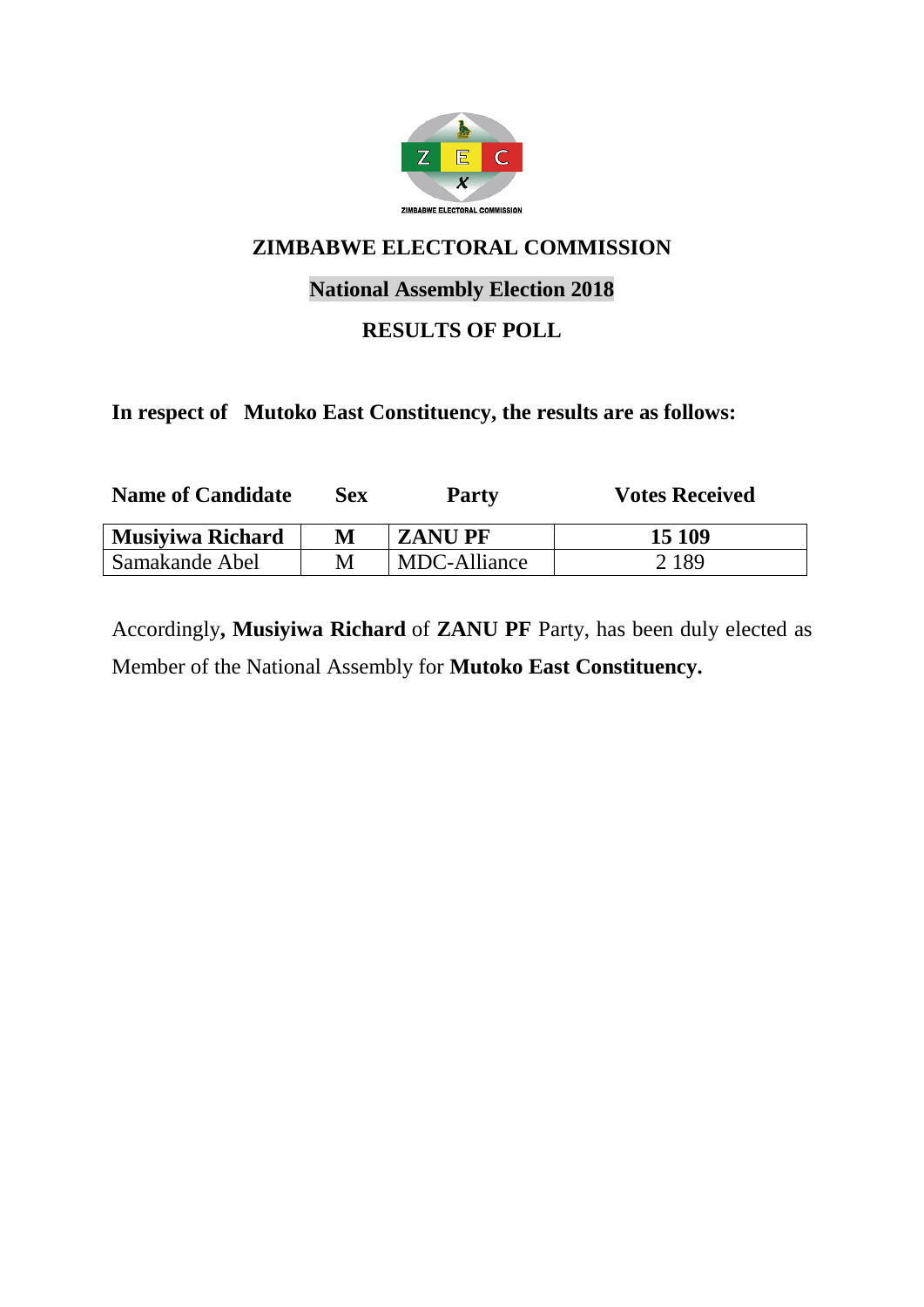ZIMBABWE ELECTORAL COMMISSION

# ZIMBABWE ELECTORAL COMMISSION

## National Assembly Election 2018

## RESULTS OF POLL

**In respect of Mutoko East Constituency, the results are as follows:**

| Name of Candidate | Sex | Party | Votes Received |
|---|---|---|---|
| **Musiyiwa Richard** | **M** | **ZANU PF** | **15 109** |
| Samakande Abel | M | MDC-Alliance | 2 189 |

Accordingly**, Musiyiwa Richard** of **ZANU PF** Party, has been duly elected as Member of the National Assembly for **Mutoko East Constituency.**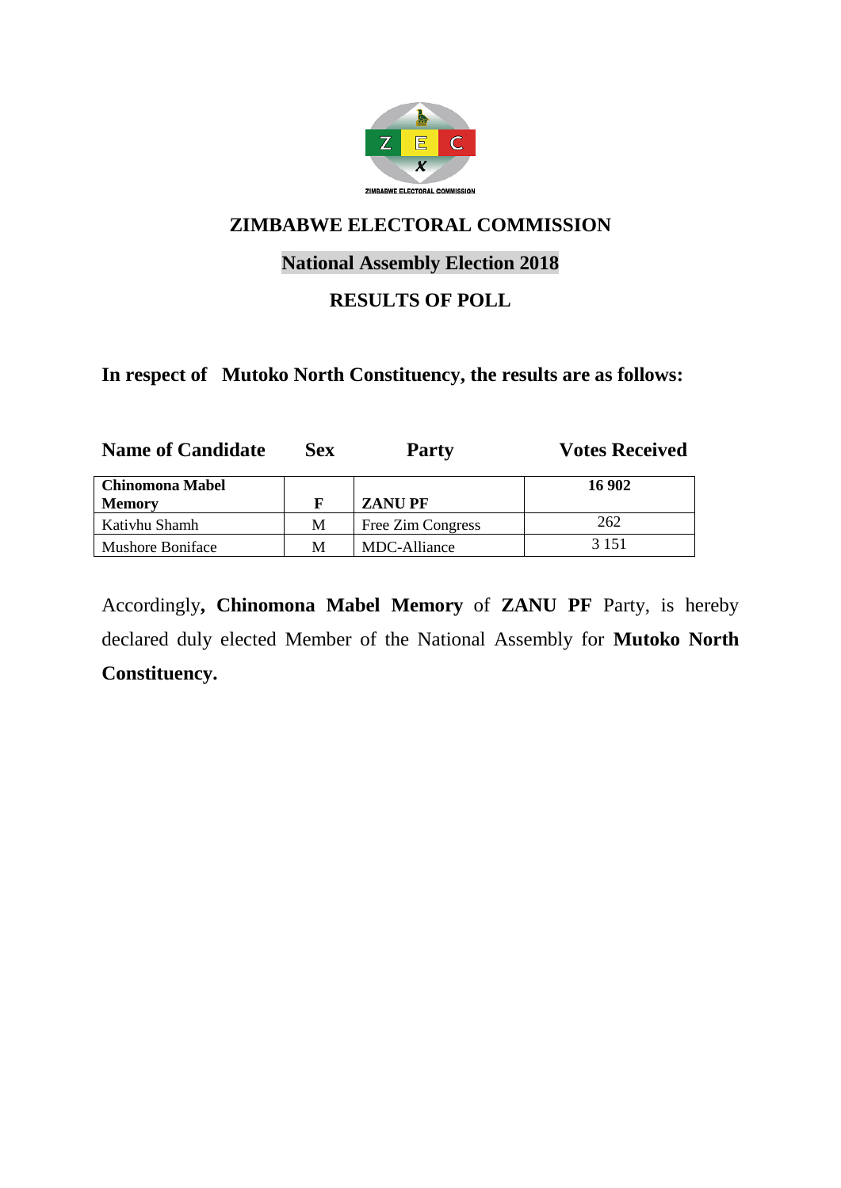# ZIMBABWE ELECTORAL COMMISSION

## National Assembly Election 2018

## RESULTS OF POLL

**In respect of Mutoko North Constituency, the results are as follows:**

| Name of Candidate | Sex | Party | Votes Received |
|---|---|---|---|
| **Chinomona Mabel Memory** | **F** | **ZANU PF** | **16 902** |
| Kativhu Shamh | M | Free Zim Congress | 262 |
| Mushore Boniface | M | MDC-Alliance | 3 151 |

Accordingly**, Chinomona Mabel Memory** of **ZANU PF** Party, is hereby declared duly elected Member of the National Assembly for **Mutoko North Constituency.**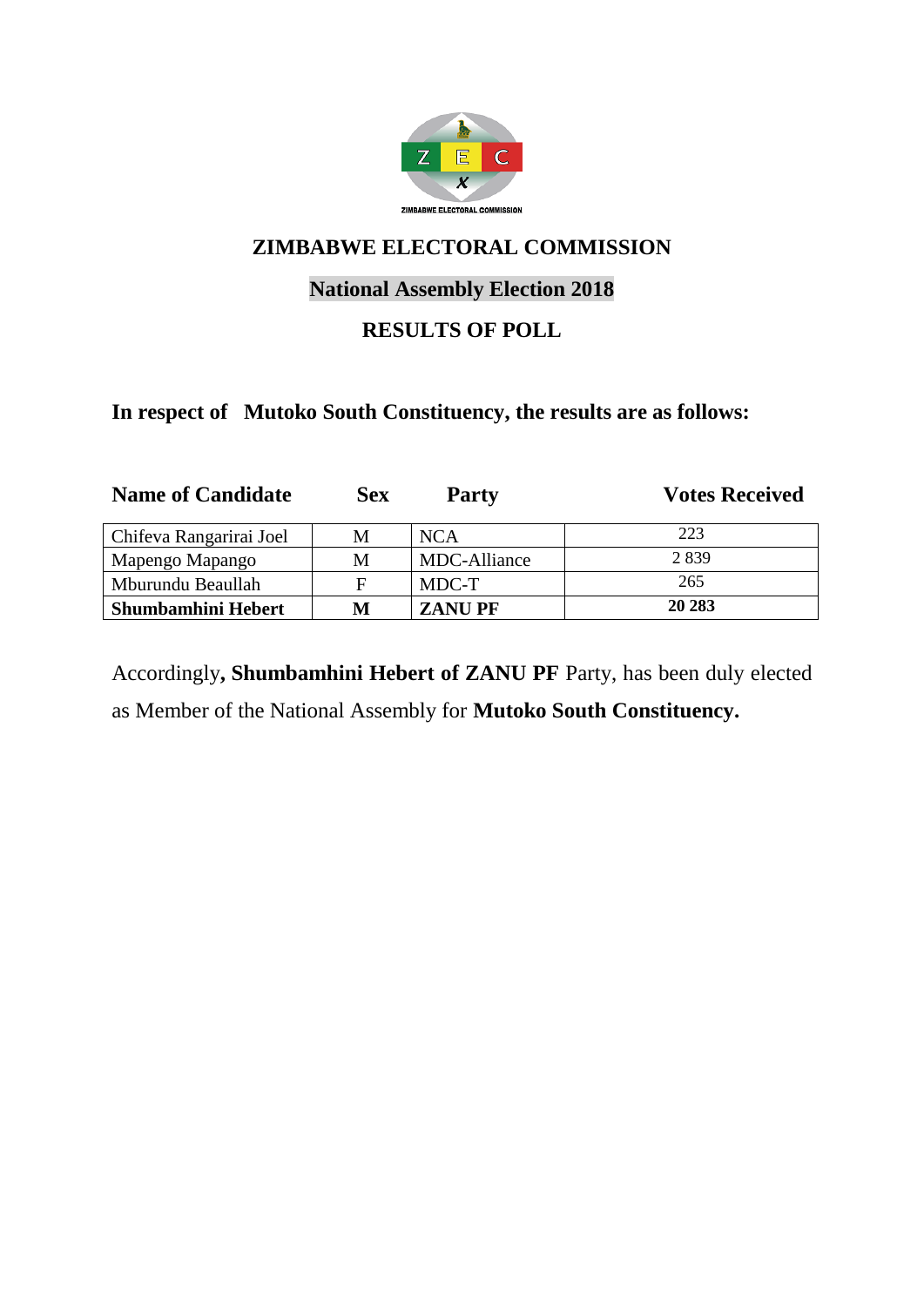# ZIMBABWE ELECTORAL COMMISSION

## National Assembly Election 2018

## RESULTS OF POLL

**In respect of Mutoko South Constituency, the results are as follows:**

| Name of Candidate | Sex | Party | Votes Received |
|---|---|---|---|
| Chifeva Rangarirai Joel | M | NCA | 223 |
| Mapengo Mapango | M | MDC-Alliance | 2 839 |
| Mburundu Beaullah | F | MDC-T | 265 |
| **Shumbamhini Hebert** | **M** | **ZANU PF** | **20 283** |

Accordingly**, Shumbamhini Hebert of ZANU PF** Party, has been duly elected as Member of the National Assembly for **Mutoko South Constituency.**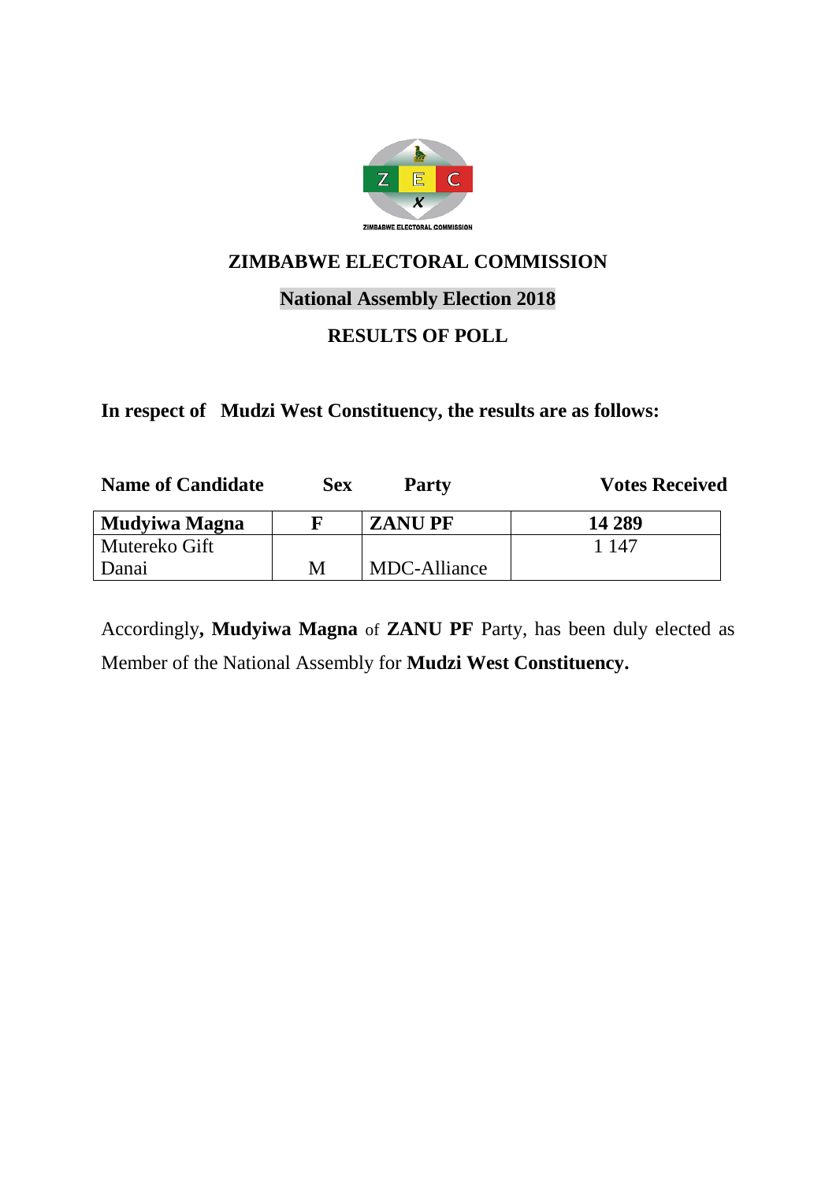# ZIMBABWE ELECTORAL COMMISSION

## National Assembly Election 2018

## RESULTS OF POLL

**In respect of Mudzi West Constituency, the results are as follows:**

| Name of Candidate | Sex | Party | Votes Received |
|---|---|---|---|
| **Mudyiwa Magna** | **F** | **ZANU PF** | **14 289** |
| Mutereko Gift Danai | M | MDC-Alliance | 1 147 |

Accordingly**, Mudyiwa Magna** of **ZANU PF** Party, has been duly elected as Member of the National Assembly for **Mudzi West Constituency.**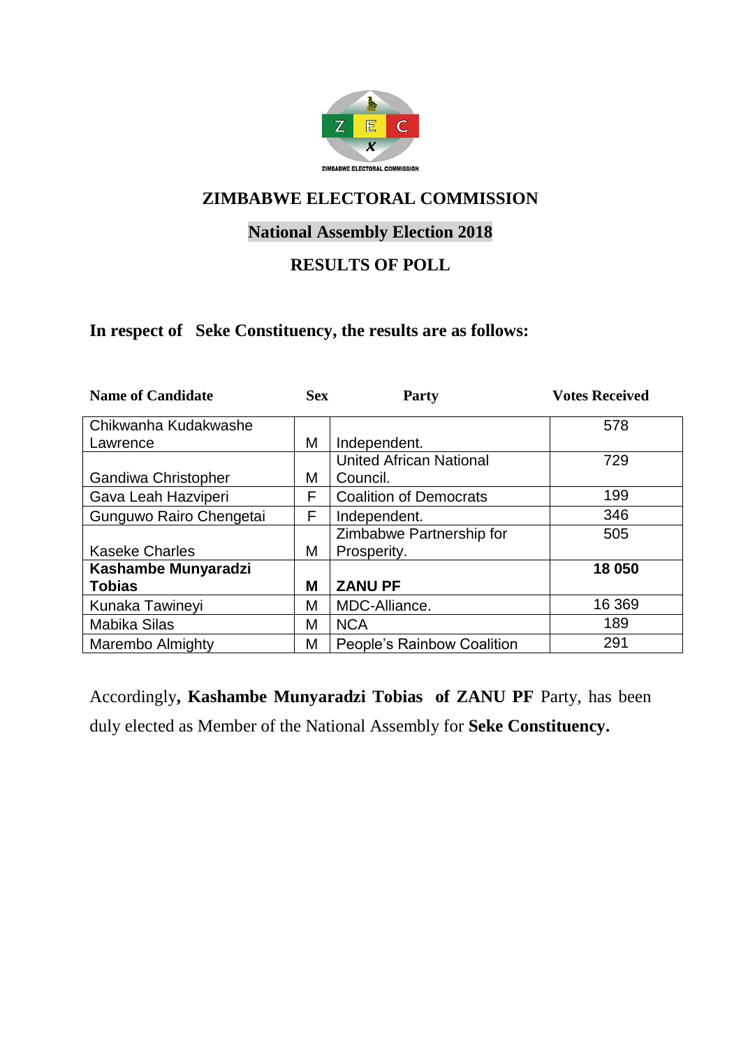ZIMBABWE ELECTORAL COMMISSION

# ZIMBABWE ELECTORAL COMMISSION

## National Assembly Election 2018

## RESULTS OF POLL

### In respect of Seke Constituency, the results are as follows:

| Name of Candidate | Sex | Party | Votes Received |
|---|---|---|---|
| Chikwanha Kudakwashe Lawrence | M | Independent. | 578 |
| Gandiwa Christopher | M | United African National Council. | 729 |
| Gava Leah Hazviperi | F | Coalition of Democrats | 199 |
| Gunguwo Rairo Chengetai | F | Independent. | 346 |
| Kaseke Charles | M | Zimbabwe Partnership for Prosperity. | 505 |
| **Kashambe Munyaradzi Tobias** | **M** | **ZANU PF** | **18 050** |
| Kunaka Tawineyi | M | MDC-Alliance. | 16 369 |
| Mabika Silas | M | NCA | 189 |
| Marembo Almighty | M | People's Rainbow Coalition | 291 |

Accordingly**, Kashambe Munyaradzi Tobias of ZANU PF** Party, has been duly elected as Member of the National Assembly for **Seke Constituency.**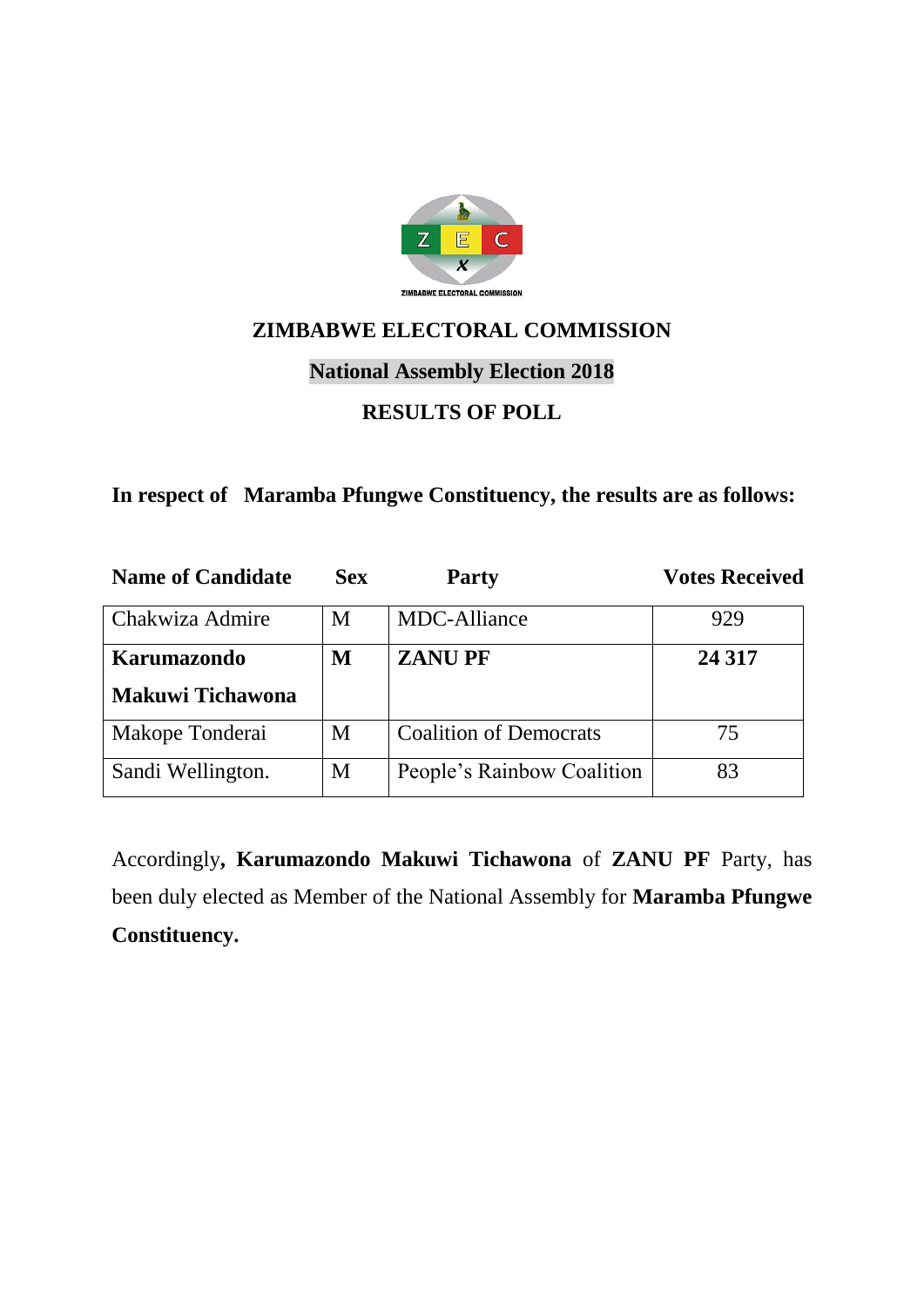# ZIMBABWE ELECTORAL COMMISSION

## National Assembly Election 2018

## RESULTS OF POLL

**In respect of Maramba Pfungwe Constituency, the results are as follows:**

| Name of Candidate | Sex | Party | Votes Received |
|---|---|---|---|
| Chakwiza Admire | M | MDC-Alliance | 929 |
| **Karumazondo Makuwi Tichawona** | **M** | **ZANU PF** | **24 317** |
| Makope Tonderai | M | Coalition of Democrats | 75 |
| Sandi Wellington. | M | People's Rainbow Coalition | 83 |

Accordingly**, Karumazondo Makuwi Tichawona** of **ZANU PF** Party, has been duly elected as Member of the National Assembly for **Maramba Pfungwe Constituency.**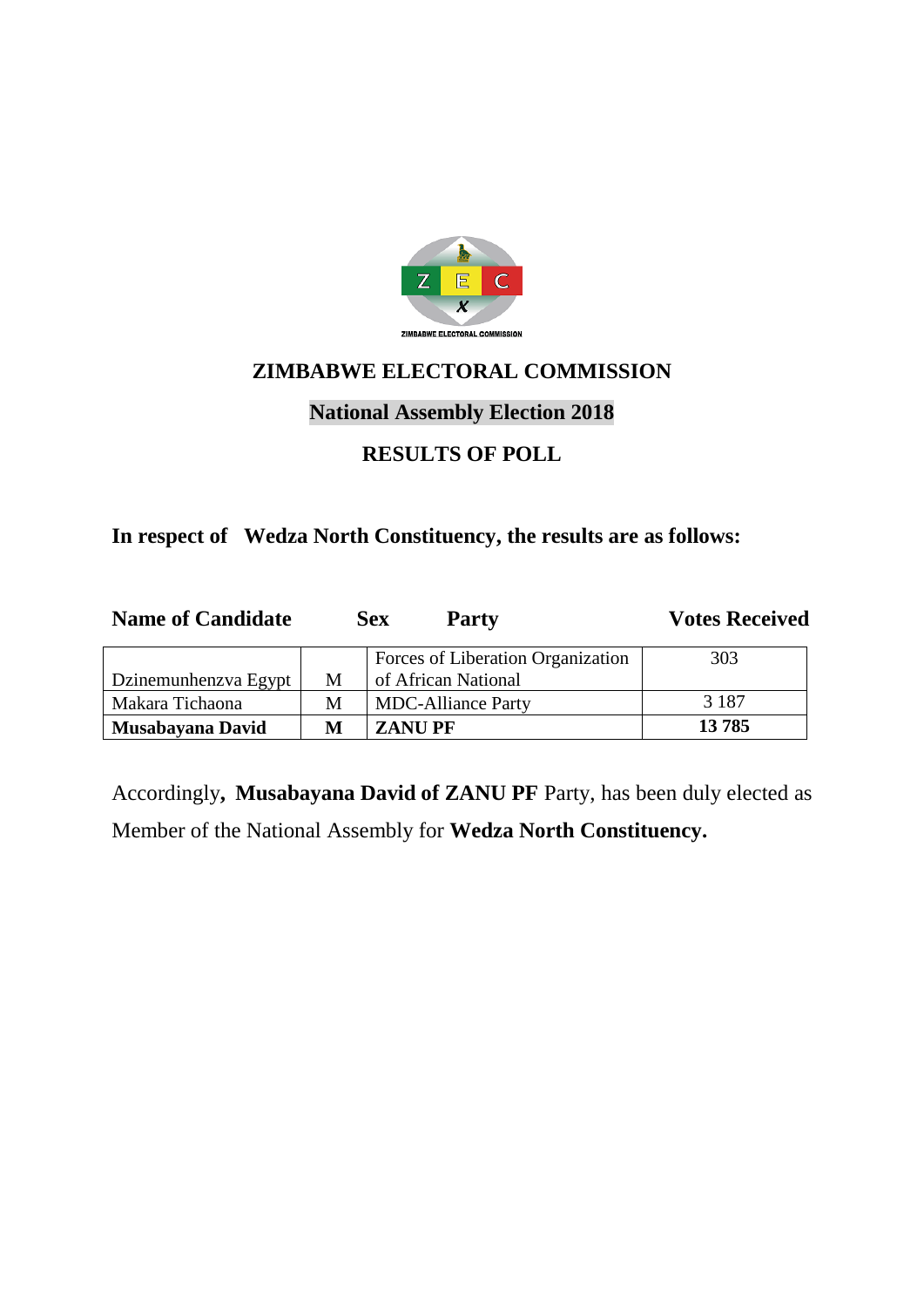# ZIMBABWE ELECTORAL COMMISSION

## National Assembly Election 2018

## RESULTS OF POLL

**In respect of Wedza North Constituency, the results are as follows:**

| Name of Candidate | Sex | Party | Votes Received |
|---|---|---|---|
| Dzinemunhenzva Egypt | M | Forces of Liberation Organization of African National | 303 |
| Makara Tichaona | M | MDC-Alliance Party | 3 187 |
| **Musabayana David** | **M** | **ZANU PF** | **13 785** |

Accordingly**, Musabayana David of ZANU PF** Party, has been duly elected as Member of the National Assembly for **Wedza North Constituency.**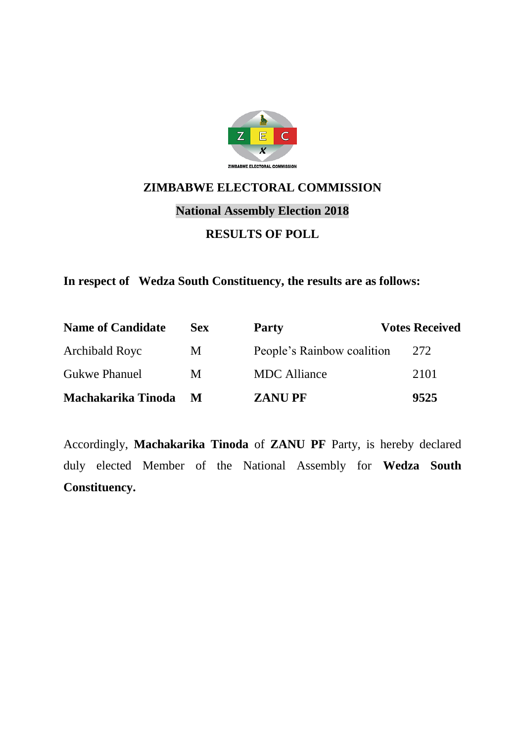## ZIMBABWE ELECTORAL COMMISSION

### National Assembly Election 2018

### RESULTS OF POLL

**In respect of Wedza South Constituency, the results are as follows:**

| Name of Candidate | Sex | Party | Votes Received |
|---|---|---|---|
| Archibald Royc | M | People's Rainbow coalition | 272 |
| Gukwe Phanuel | M | MDC Alliance | 2101 |
| **Machakarika Tinoda** | **M** | **ZANU PF** | **9525** |

Accordingly, **Machakarika Tinoda** of **ZANU PF** Party, is hereby declared duly elected Member of the National Assembly for **Wedza South Constituency.**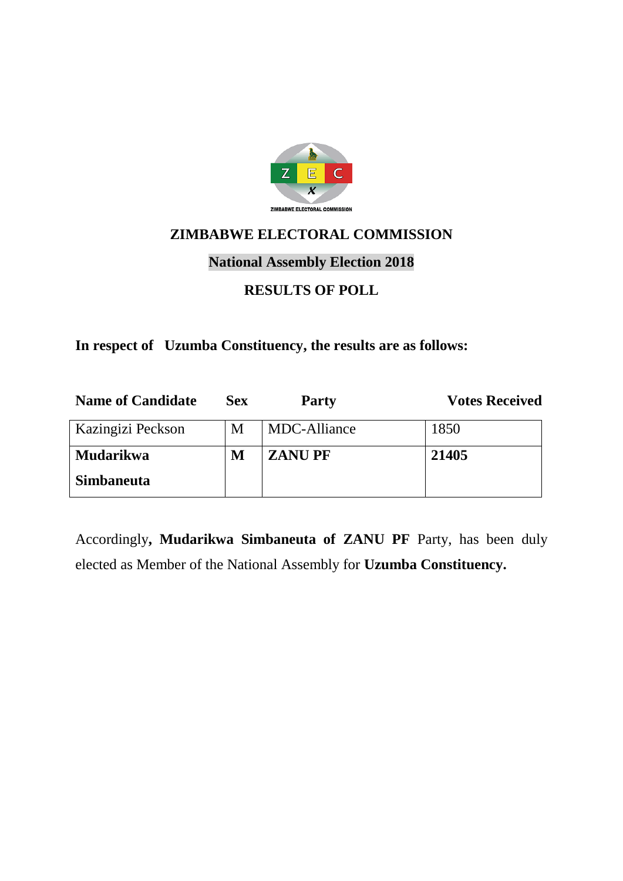ZIMBABWE ELECTORAL COMMISSION

# ZIMBABWE ELECTORAL COMMISSION

## National Assembly Election 2018

## RESULTS OF POLL

**In respect of Uzumba Constituency, the results are as follows:**

| Name of Candidate | Sex | Party | Votes Received |
|---|---|---|---|
| Kazingizi Peckson | M | MDC-Alliance | 1850 |
| **Mudarikwa Simbaneuta** | **M** | **ZANU PF** | **21405** |

Accordingly**, Mudarikwa Simbaneuta of ZANU PF** Party, has been duly elected as Member of the National Assembly for **Uzumba Constituency.**